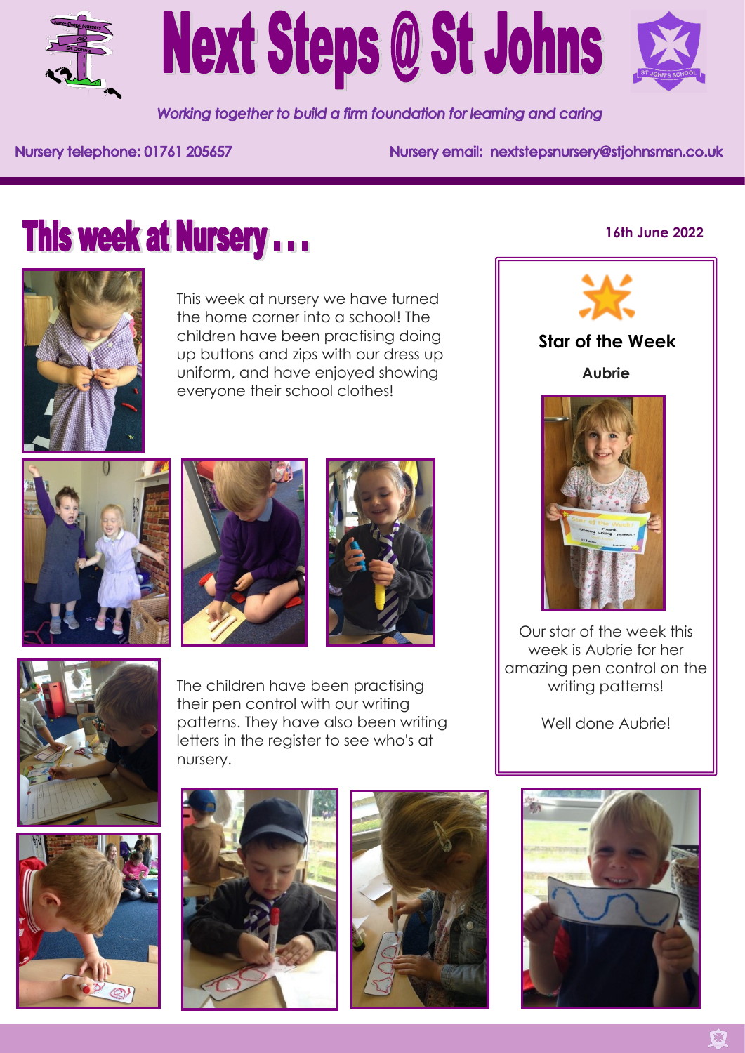# Next Steps @ St Johns

*Working together to build a firm foundation for learning and caring*

Nursery telephone: 01761 205657

Nursery email: nextstepsnursery@stjohnsmsn.co.uk

## This week at Nursery . . .

**16th June 2022**

This week at nursery we have turned the home corner into a school! The children have been practising doing up buttons and zips with our dress up uniform, and have enjoyed showing everyone their school clothes!

The children have been practising their pen control with our writing patterns. They have also been writing letters in the register to see who's at nursery.

### Star of the Week

**Aubrie**

Our star of the week this week is Aubrie for her amazing pen control on the writing patterns!

Well done Aubrie!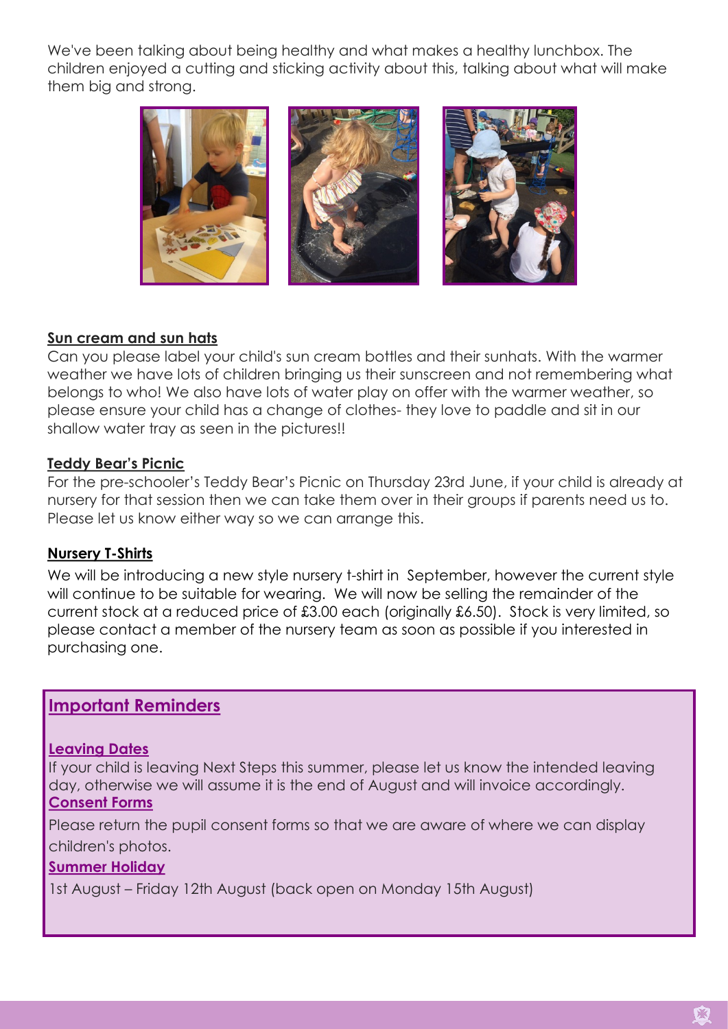We've been talking about being healthy and what makes a healthy lunchbox. The children enjoyed a cutting and sticking activity about this, talking about what will make them big and strong.

### Sun cream and sun hats

Can you please label your child's sun cream bottles and their sunhats. With the warmer weather we have lots of children bringing us their sunscreen and not remembering what belongs to who! We also have lots of water play on offer with the warmer weather, so please ensure your child has a change of clothes- they love to paddle and sit in our shallow water tray as seen in the pictures!!

### Teddy Bear's Picnic

For the pre-schooler's Teddy Bear's Picnic on Thursday 23rd June, if your child is already at nursery for that session then we can take them over in their groups if parents need us to. Please let us know either way so we can arrange this.

### Nursery T-Shirts

We will be introducing a new style nursery t-shirt in September, however the current style will continue to be suitable for wearing. We will now be selling the remainder of the current stock at a reduced price of £3.00 each (originally £6.50). Stock is very limited, so please contact a member of the nursery team as soon as possible if you interested in purchasing one.

## Important Reminders

### Leaving Dates

If your child is leaving Next Steps this summer, please let us know the intended leaving day, otherwise we will assume it is the end of August and will invoice accordingly.

### Consent Forms

Please return the pupil consent forms so that we are aware of where we can display children's photos.

### Summer Holiday

1st August – Friday 12th August (back open on Monday 15th August)